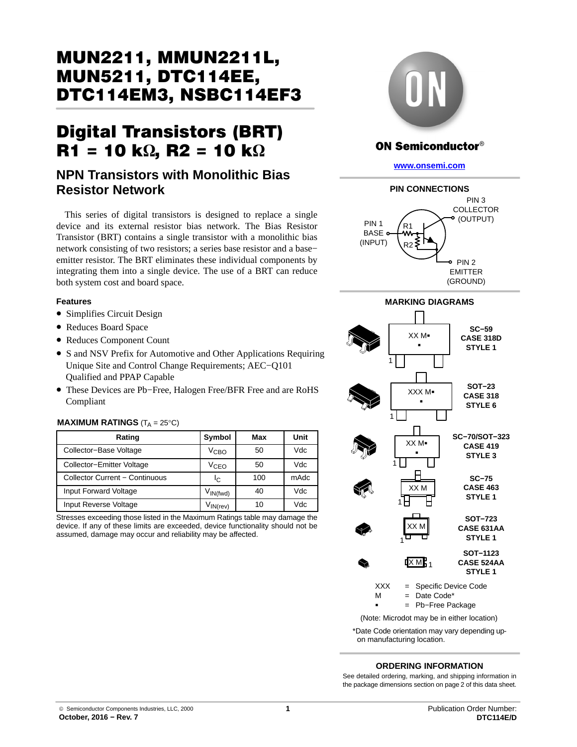# MUN2211, MMUN2211L, MUN5211, DTC114EE, DTC114EM3, NSBC114EF3

# Digital Transistors (BRT) R1 = 10 kΩ, R2 = 10 kΩ

## NPN Transistors with Monolithic Bias Resistor Network

This series of digital transistors is designed to replace a single device and its external resistor bias network. The Bias Resistor Transistor (BRT) contains a single transistor with a monolithic bias network consisting of two resistors; a series base resistor and a base−emitter resistor. The BRT eliminates these individual components by integrating them into a single device. The use of a BRT can reduce both system cost and board space.

### Features

- Simplifies Circuit Design
- Reduces Board Space
- Reduces Component Count
- S and NSV Prefix for Automotive and Other Applications Requiring Unique Site and Control Change Requirements; AEC−Q101 Qualified and PPAP Capable
- These Devices are Pb−Free, Halogen Free/BFR Free and are RoHS Compliant

**MAXIMUM RATINGS** ($T_A$ = 25°C)

| Rating | Symbol | Max | Unit |
|---|---|---|---|
| Collector−Base Voltage | $V_{CBO}$ | 50 | Vdc |
| Collector−Emitter Voltage | $V_{CEO}$ | 50 | Vdc |
| Collector Current − Continuous | $I_C$ | 100 | mAdc |
| Input Forward Voltage | $V_{IN(fwd)}$ | 40 | Vdc |
| Input Reverse Voltage | $V_{IN(rev)}$ | 10 | Vdc |

Stresses exceeding those listed in the Maximum Ratings table may damage the device. If any of these limits are exceeded, device functionality should not be assumed, damage may occur and reliability may be affected.

ON Semiconductor®

www.onsemi.com

**PIN CONNECTIONS**

PIN 1 BASE (INPUT), R1, R2, PIN 3 COLLECTOR (OUTPUT), PIN 2 EMITTER (GROUND)

**MARKING DIAGRAMS**

- SC−59 CASE 318D STYLE 1 — XX M▪ ▪
- SOT−23 CASE 318 STYLE 6 — XXX M▪ ▪
- SC−70/SOT−323 CASE 419 STYLE 3 — XX M▪ ▪
- SC−75 CASE 463 STYLE 1 — XX M
- SOT−723 CASE 631AA STYLE 1 — XX M
- SOT−1123 CASE 524AA STYLE 1 — X M

XXX = Specific Device Code
M = Date Code*
▪ = Pb−Free Package

(Note: Microdot may be in either location)

*Date Code orientation may vary depending upon manufacturing location.

**ORDERING INFORMATION**

See detailed ordering, marking, and shipping information in the package dimensions section on page 2 of this data sheet.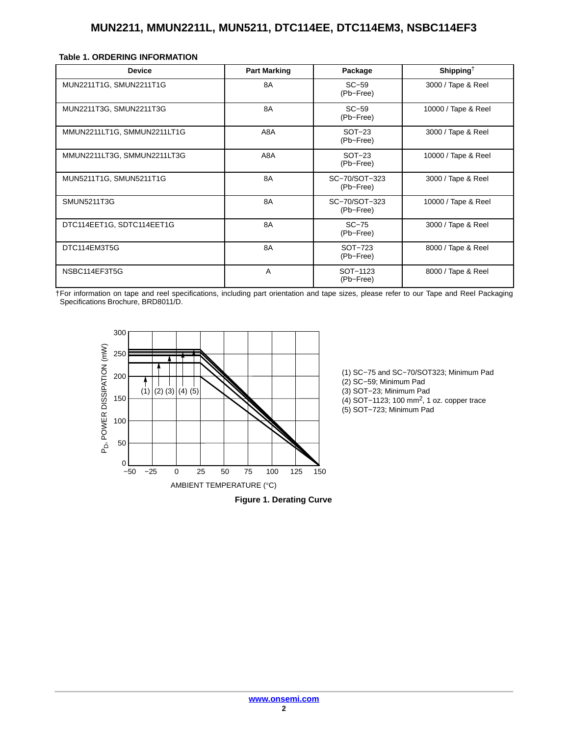**Table 1. ORDERING INFORMATION**

| Device | Part Marking | Package | Shipping† |
|---|---|---|---|
| MUN2211T1G, SMUN2211T1G | 8A | SC−59 (Pb−Free) | 3000 / Tape & Reel |
| MUN2211T3G, SMUN2211T3G | 8A | SC−59 (Pb−Free) | 10000 / Tape & Reel |
| MMUN2211LT1G, SMMUN2211LT1G | A8A | SOT−23 (Pb−Free) | 3000 / Tape & Reel |
| MMUN2211LT3G, SMMUN2211LT3G | A8A | SOT−23 (Pb−Free) | 10000 / Tape & Reel |
| MUN5211T1G, SMUN5211T1G | 8A | SC−70/SOT−323 (Pb−Free) | 3000 / Tape & Reel |
| SMUN5211T3G | 8A | SC−70/SOT−323 (Pb−Free) | 10000 / Tape & Reel |
| DTC114EET1G, SDTC114EET1G | 8A | SC−75 (Pb−Free) | 3000 / Tape & Reel |
| DTC114EM3T5G | 8A | SOT−723 (Pb−Free) | 8000 / Tape & Reel |
| NSBC114EF3T5G | A | SOT−1123 (Pb−Free) | 8000 / Tape & Reel |

†For information on tape and reel specifications, including part orientation and tape sizes, please refer to our Tape and Reel Packaging Specifications Brochure, BRD8011/D.

(1) SC−75 and SC−70/SOT323; Minimum Pad
(2) SC−59; Minimum Pad
(3) SOT−23; Minimum Pad
(4) SOT−1123; 100 mm$^2$, 1 oz. copper trace
(5) SOT−723; Minimum Pad

**Figure 1. Derating Curve**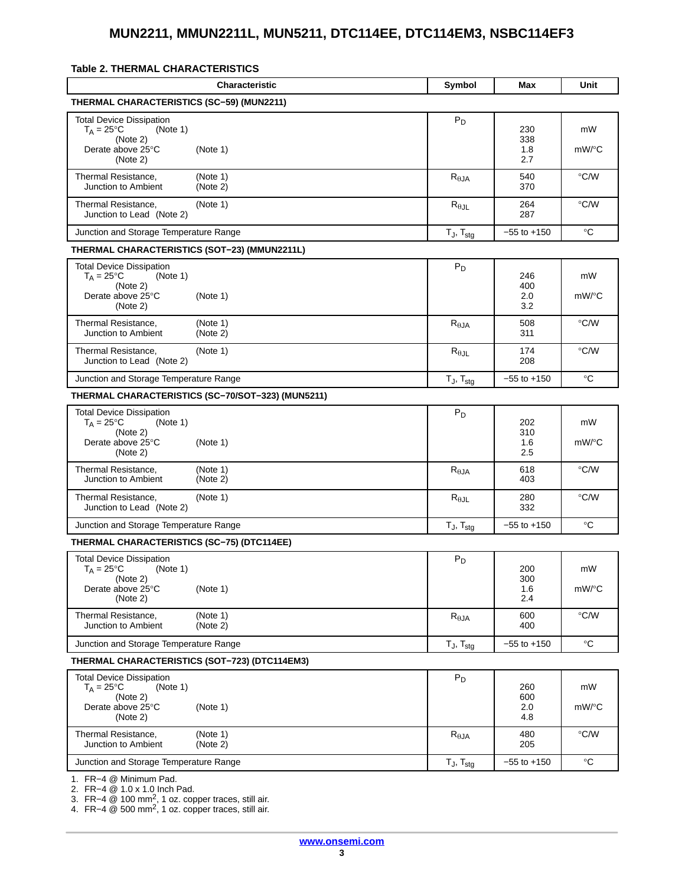**Table 2. THERMAL CHARACTERISTICS**

| Characteristic | Symbol | Max | Unit |
|---|---|---|---|
| **THERMAL CHARACTERISTICS (SC−59) (MUN2211)** | | | |
| Total Device Dissipation $T_A = 25°C$ (Note 1) | $P_D$ | 230 | mW |
| (Note 2) | | 338 | |
| Derate above 25°C (Note 1) | | 1.8 | mW/°C |
| (Note 2) | | 2.7 | |
| Thermal Resistance, Junction to Ambient (Note 1) | $R_{\theta JA}$ | 540 | °C/W |
| (Note 2) | | 370 | |
| Thermal Resistance, Junction to Lead (Note 1) | $R_{\theta JL}$ | 264 | °C/W |
| (Note 2) | | 287 | |
| Junction and Storage Temperature Range | $T_J$, $T_{stg}$ | −55 to +150 | °C |
| **THERMAL CHARACTERISTICS (SOT−23) (MMUN2211L)** | | | |
| Total Device Dissipation $T_A = 25°C$ (Note 1) | $P_D$ | 246 | mW |
| (Note 2) | | 400 | |
| Derate above 25°C (Note 1) | | 2.0 | mW/°C |
| (Note 2) | | 3.2 | |
| Thermal Resistance, Junction to Ambient (Note 1) | $R_{\theta JA}$ | 508 | °C/W |
| (Note 2) | | 311 | |
| Thermal Resistance, Junction to Lead (Note 1) | $R_{\theta JL}$ | 174 | °C/W |
| (Note 2) | | 208 | |
| Junction and Storage Temperature Range | $T_J$, $T_{stg}$ | −55 to +150 | °C |
| **THERMAL CHARACTERISTICS (SC−70/SOT−323) (MUN5211)** | | | |
| Total Device Dissipation $T_A = 25°C$ (Note 1) | $P_D$ | 202 | mW |
| (Note 2) | | 310 | |
| Derate above 25°C (Note 1) | | 1.6 | mW/°C |
| (Note 2) | | 2.5 | |
| Thermal Resistance, Junction to Ambient (Note 1) | $R_{\theta JA}$ | 618 | °C/W |
| (Note 2) | | 403 | |
| Thermal Resistance, Junction to Lead (Note 1) | $R_{\theta JL}$ | 280 | °C/W |
| (Note 2) | | 332 | |
| Junction and Storage Temperature Range | $T_J$, $T_{stg}$ | −55 to +150 | °C |
| **THERMAL CHARACTERISTICS (SC−75) (DTC114EE)** | | | |
| Total Device Dissipation $T_A = 25°C$ (Note 1) | $P_D$ | 200 | mW |
| (Note 2) | | 300 | |
| Derate above 25°C (Note 1) | | 1.6 | mW/°C |
| (Note 2) | | 2.4 | |
| Thermal Resistance, Junction to Ambient (Note 1) | $R_{\theta JA}$ | 600 | °C/W |
| (Note 2) | | 400 | |
| Junction and Storage Temperature Range | $T_J$, $T_{stg}$ | −55 to +150 | °C |
| **THERMAL CHARACTERISTICS (SOT−723) (DTC114EM3)** | | | |
| Total Device Dissipation $T_A = 25°C$ (Note 1) | $P_D$ | 260 | mW |
| (Note 2) | | 600 | |
| Derate above 25°C (Note 1) | | 2.0 | mW/°C |
| (Note 2) | | 4.8 | |
| Thermal Resistance, Junction to Ambient (Note 1) | $R_{\theta JA}$ | 480 | °C/W |
| (Note 2) | | 205 | |
| Junction and Storage Temperature Range | $T_J$, $T_{stg}$ | −55 to +150 | °C |

1. FR−4 @ Minimum Pad.
2. FR−4 @ 1.0 x 1.0 Inch Pad.
3. FR−4 @ 100 $mm^2$, 1 oz. copper traces, still air.
4. FR−4 @ 500 $mm^2$, 1 oz. copper traces, still air.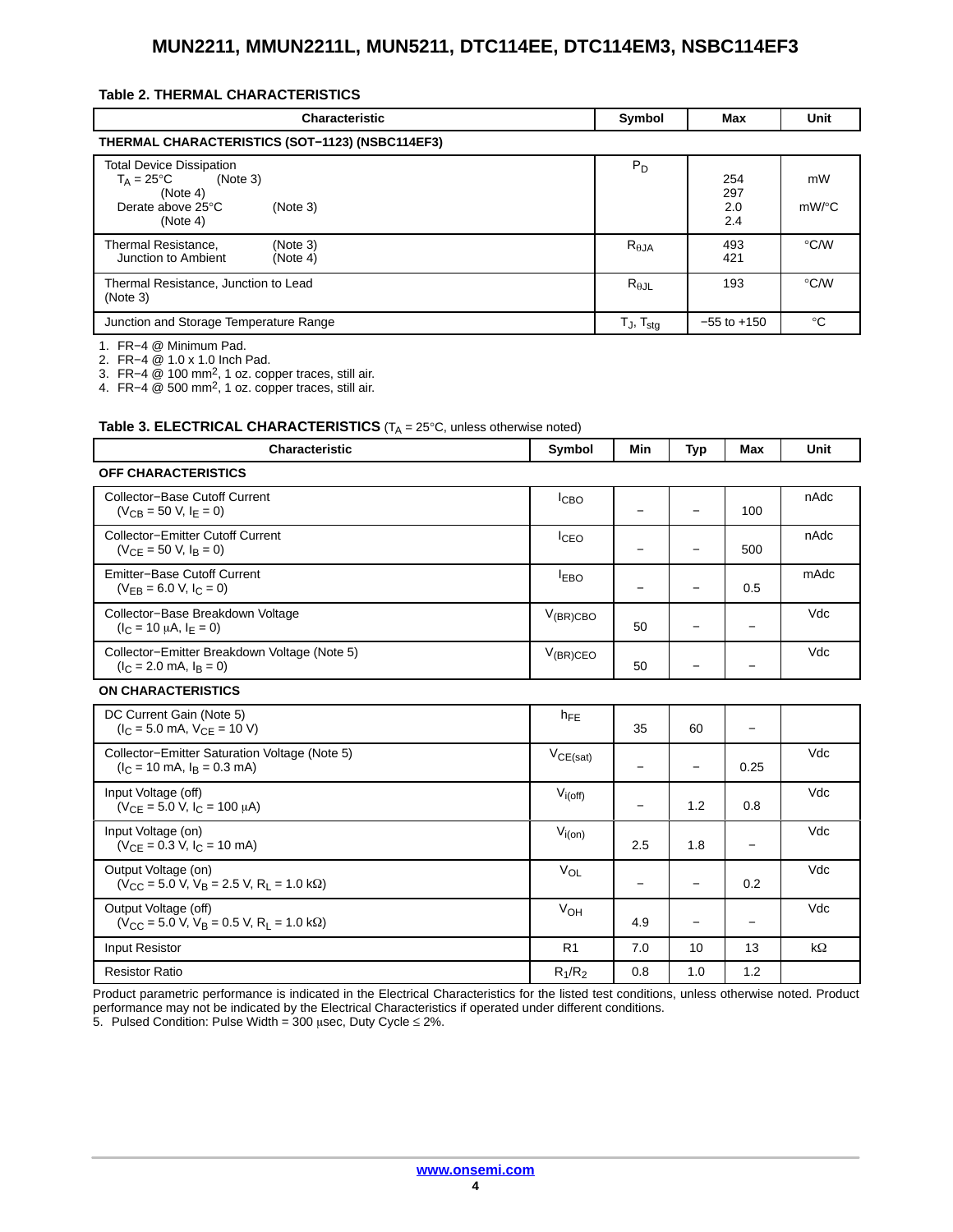**Table 2. THERMAL CHARACTERISTICS**

| Characteristic | Symbol | Max | Unit |
|---|---|---|---|
| **THERMAL CHARACTERISTICS (SOT−1123) (NSBC114EF3)** | | | |
| Total Device Dissipation<br>$T_A = 25°C$ (Note 3)<br>(Note 4)<br>Derate above 25°C (Note 3)<br>(Note 4) | $P_D$ | <br>254<br>297<br>2.0<br>2.4 | <br>mW<br><br>mW/°C |
| Thermal Resistance, (Note 3)<br>Junction to Ambient (Note 4) | $R_{\theta JA}$ | 493<br>421 | °C/W |
| Thermal Resistance, Junction to Lead<br>(Note 3) | $R_{\theta JL}$ | 193 | °C/W |
| Junction and Storage Temperature Range | $T_J$, $T_{stg}$ | −55 to +150 | °C |

1. FR−4 @ Minimum Pad.
2. FR−4 @ 1.0 x 1.0 Inch Pad.
3. FR−4 @ 100 mm$^2$, 1 oz. copper traces, still air.
4. FR−4 @ 500 mm$^2$, 1 oz. copper traces, still air.

**Table 3. ELECTRICAL CHARACTERISTICS** ($T_A$ = 25°C, unless otherwise noted)

| Characteristic | Symbol | Min | Typ | Max | Unit |
|---|---|---|---|---|---|
| **OFF CHARACTERISTICS** | | | | | |
| Collector−Base Cutoff Current<br>($V_{CB}$ = 50 V, $I_E$ = 0) | $I_{CBO}$ | − | − | 100 | nAdc |
| Collector−Emitter Cutoff Current<br>($V_{CE}$ = 50 V, $I_B$ = 0) | $I_{CEO}$ | − | − | 500 | nAdc |
| Emitter−Base Cutoff Current<br>($V_{EB}$ = 6.0 V, $I_C$ = 0) | $I_{EBO}$ | − | − | 0.5 | mAdc |
| Collector−Base Breakdown Voltage<br>($I_C$ = 10 μA, $I_E$ = 0) | $V_{(BR)CBO}$ | 50 | − | − | Vdc |
| Collector−Emitter Breakdown Voltage (Note 5)<br>($I_C$ = 2.0 mA, $I_B$ = 0) | $V_{(BR)CEO}$ | 50 | − | − | Vdc |
| **ON CHARACTERISTICS** | | | | | |
| DC Current Gain (Note 5)<br>($I_C$ = 5.0 mA, $V_{CE}$ = 10 V) | $h_{FE}$ | 35 | 60 | − | |
| Collector−Emitter Saturation Voltage (Note 5)<br>($I_C$ = 10 mA, $I_B$ = 0.3 mA) | $V_{CE(sat)}$ | − | − | 0.25 | Vdc |
| Input Voltage (off)<br>($V_{CE}$ = 5.0 V, $I_C$ = 100 μA) | $V_{i(off)}$ | − | 1.2 | 0.8 | Vdc |
| Input Voltage (on)<br>($V_{CE}$ = 0.3 V, $I_C$ = 10 mA) | $V_{i(on)}$ | 2.5 | 1.8 | − | Vdc |
| Output Voltage (on)<br>($V_{CC}$ = 5.0 V, $V_B$ = 2.5 V, $R_L$ = 1.0 kΩ) | $V_{OL}$ | − | − | 0.2 | Vdc |
| Output Voltage (off)<br>($V_{CC}$ = 5.0 V, $V_B$ = 0.5 V, $R_L$ = 1.0 kΩ) | $V_{OH}$ | 4.9 | − | − | Vdc |
| Input Resistor | R1 | 7.0 | 10 | 13 | kΩ |
| Resistor Ratio | $R_1/R_2$ | 0.8 | 1.0 | 1.2 | |

Product parametric performance is indicated in the Electrical Characteristics for the listed test conditions, unless otherwise noted. Product performance may not be indicated by the Electrical Characteristics if operated under different conditions.

5. Pulsed Condition: Pulse Width = 300 μsec, Duty Cycle ≤ 2%.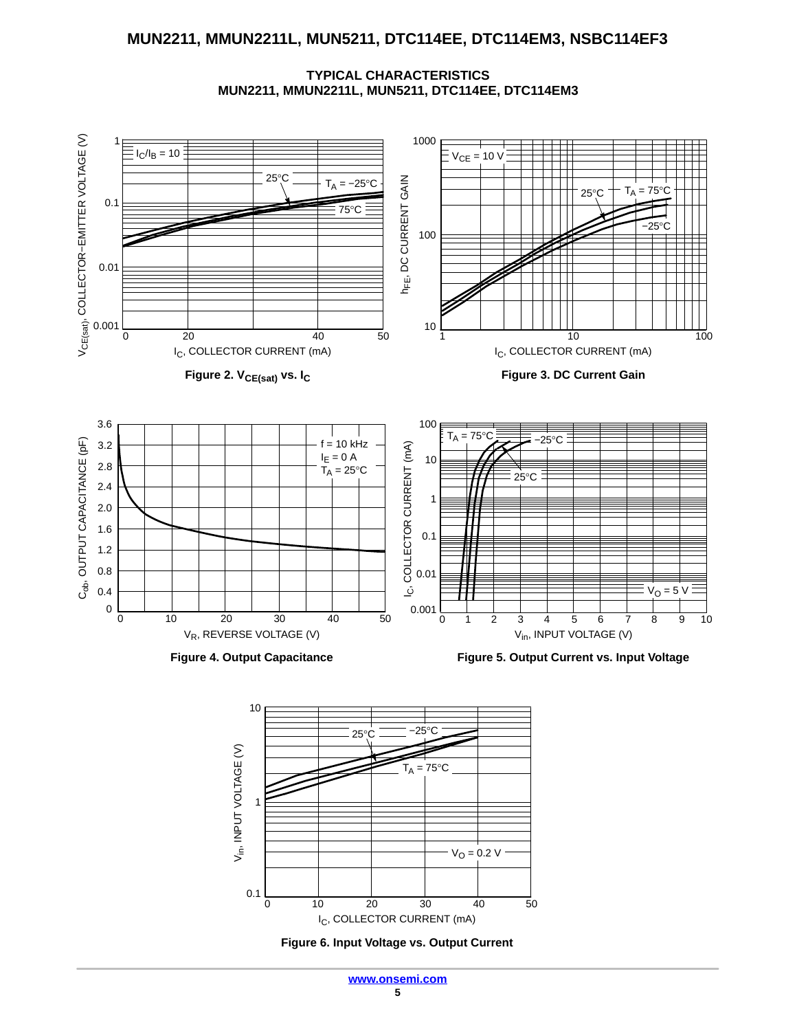## TYPICAL CHARACTERISTICS
## MUN2211, MMUN2211L, MUN5211, DTC114EE, DTC114EM3

Figure 2. $V_{CE(sat)}$ vs. $I_C$

Figure 3. DC Current Gain

Figure 4. Output Capacitance

Figure 5. Output Current vs. Input Voltage

Figure 6. Input Voltage vs. Output Current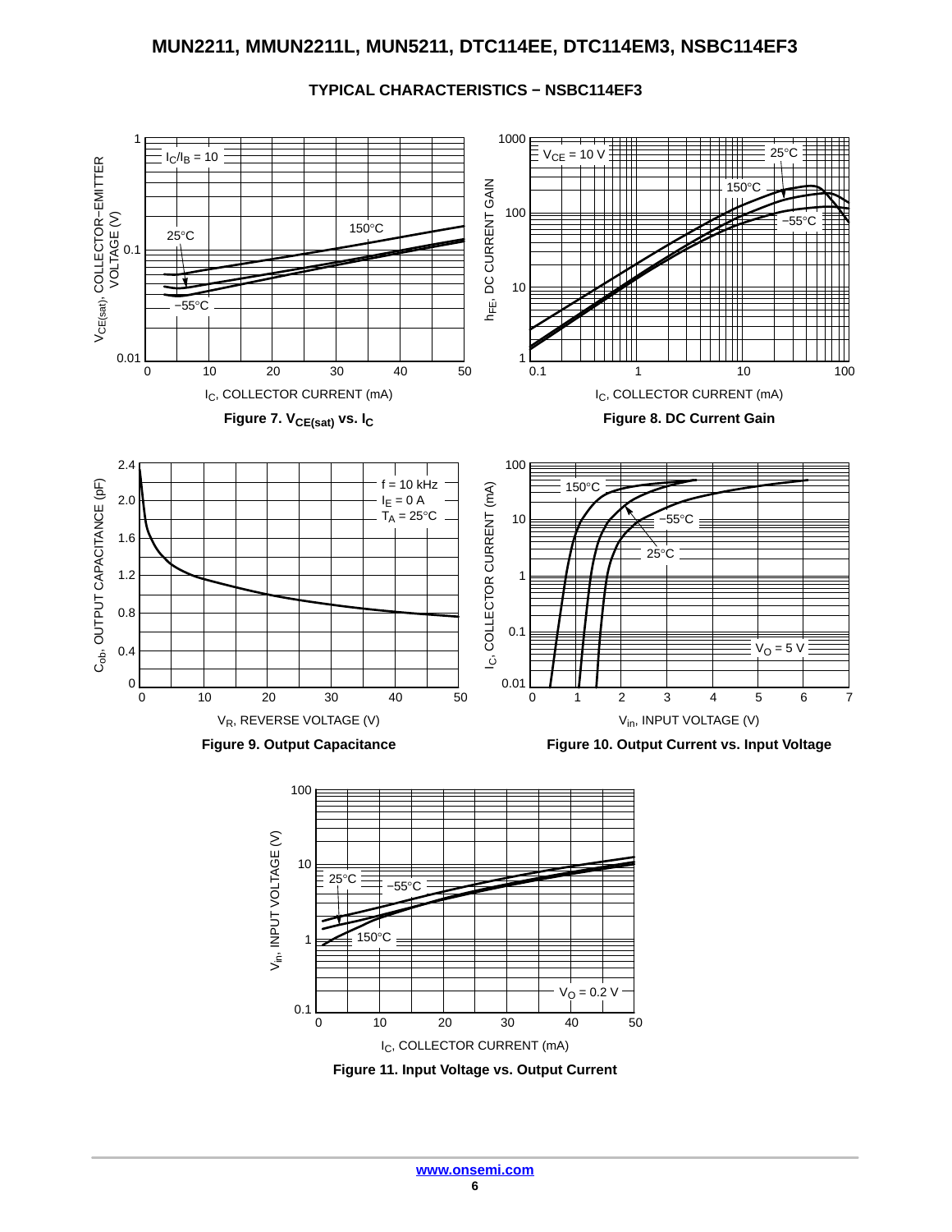## TYPICAL CHARACTERISTICS − NSBC114EF3

**Figure 7. $V_{CE(sat)}$ vs. $I_C$**

**Figure 8. DC Current Gain**

**Figure 9. Output Capacitance**

**Figure 10. Output Current vs. Input Voltage**

**Figure 11. Input Voltage vs. Output Current**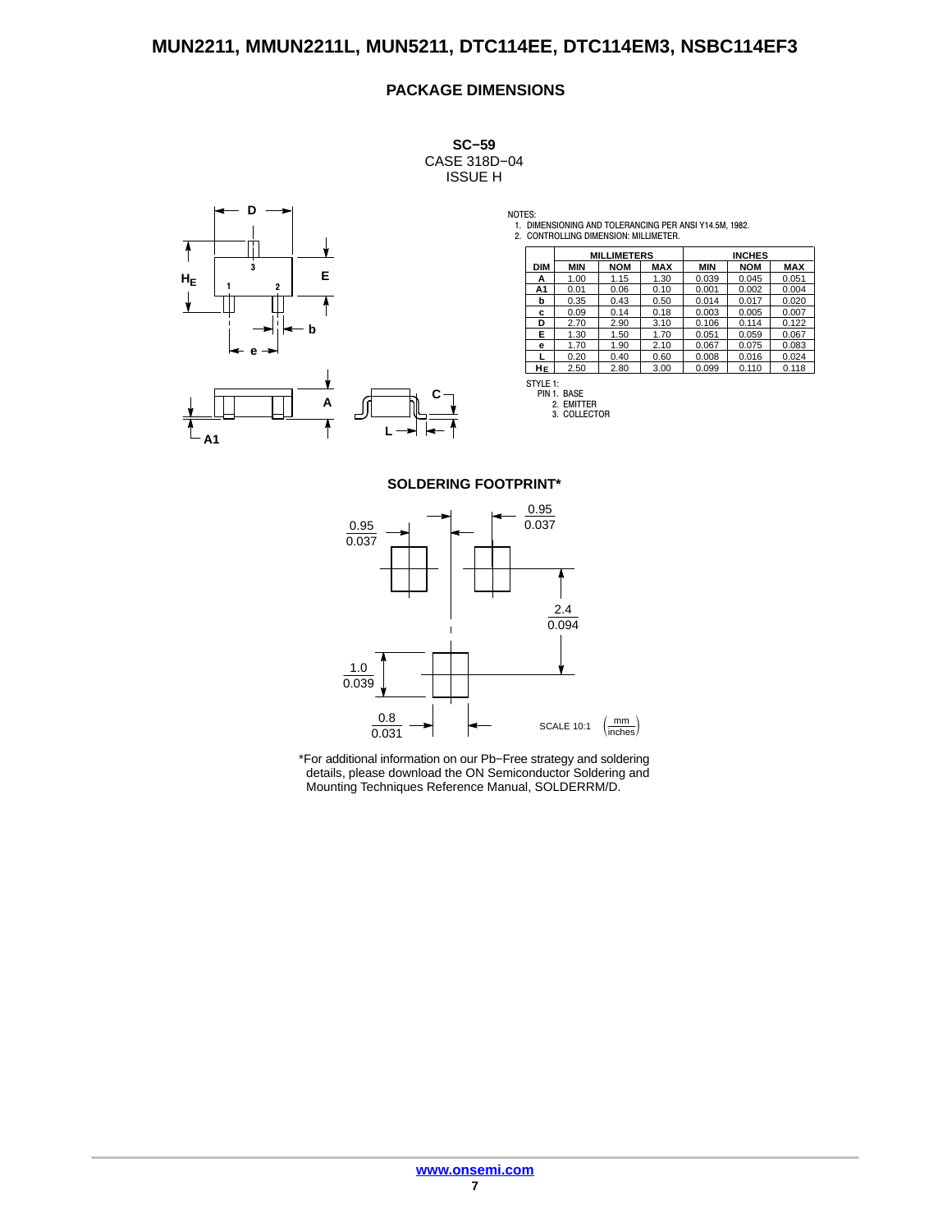## PACKAGE DIMENSIONS

**SC−59**
CASE 318D−04
ISSUE H

NOTES:
1. DIMENSIONING AND TOLERANCING PER ANSI Y14.5M, 1982.
2. CONTROLLING DIMENSION: MILLIMETER.

| DIM | MILLIMETERS | | | INCHES | | |
|---|---|---|---|---|---|---|
| | MIN | NOM | MAX | MIN | NOM | MAX |
| A | 1.00 | 1.15 | 1.30 | 0.039 | 0.045 | 0.051 |
| A1 | 0.01 | 0.06 | 0.10 | 0.001 | 0.002 | 0.004 |
| b | 0.35 | 0.43 | 0.50 | 0.014 | 0.017 | 0.020 |
| c | 0.09 | 0.14 | 0.18 | 0.003 | 0.005 | 0.007 |
| D | 2.70 | 2.90 | 3.10 | 0.106 | 0.114 | 0.122 |
| E | 1.30 | 1.50 | 1.70 | 0.051 | 0.059 | 0.067 |
| e | 1.70 | 1.90 | 2.10 | 0.067 | 0.075 | 0.083 |
| L | 0.20 | 0.40 | 0.60 | 0.008 | 0.016 | 0.024 |
| $H_E$ | 2.50 | 2.80 | 3.00 | 0.099 | 0.110 | 0.118 |

STYLE 1:
PIN 1. BASE
2. EMITTER
3. COLLECTOR

### SOLDERING FOOTPRINT*

SCALE 10:1 (mm / inches)

*For additional information on our Pb−Free strategy and soldering details, please download the ON Semiconductor Soldering and Mounting Techniques Reference Manual, SOLDERRM/D.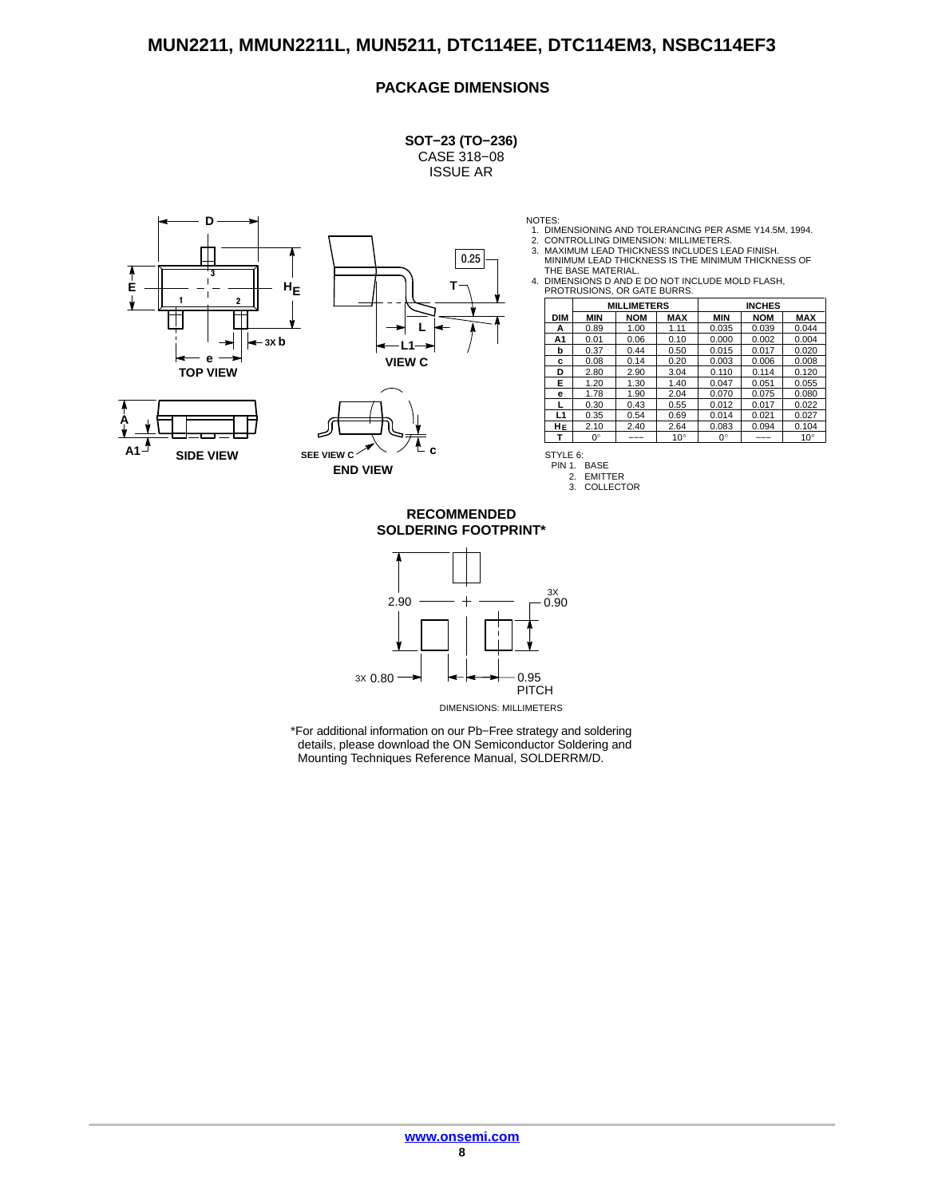## PACKAGE DIMENSIONS

**SOT−23 (TO−236)**
CASE 318−08
ISSUE AR

NOTES:
1. DIMENSIONING AND TOLERANCING PER ASME Y14.5M, 1994.
2. CONTROLLING DIMENSION: MILLIMETERS.
3. MAXIMUM LEAD THICKNESS INCLUDES LEAD FINISH. MINIMUM LEAD THICKNESS IS THE MINIMUM THICKNESS OF THE BASE MATERIAL.
4. DIMENSIONS D AND E DO NOT INCLUDE MOLD FLASH, PROTRUSIONS, OR GATE BURRS.

| DIM | MILLIMETERS | | | INCHES | | |
|---|---|---|---|---|---|---|
| | MIN | NOM | MAX | MIN | NOM | MAX |
| A | 0.89 | 1.00 | 1.11 | 0.035 | 0.039 | 0.044 |
| A1 | 0.01 | 0.06 | 0.10 | 0.000 | 0.002 | 0.004 |
| b | 0.37 | 0.44 | 0.50 | 0.015 | 0.017 | 0.020 |
| c | 0.08 | 0.14 | 0.20 | 0.003 | 0.006 | 0.008 |
| D | 2.80 | 2.90 | 3.04 | 0.110 | 0.114 | 0.120 |
| E | 1.20 | 1.30 | 1.40 | 0.047 | 0.051 | 0.055 |
| e | 1.78 | 1.90 | 2.04 | 0.070 | 0.075 | 0.080 |
| L | 0.30 | 0.43 | 0.55 | 0.012 | 0.017 | 0.022 |
| L1 | 0.35 | 0.54 | 0.69 | 0.014 | 0.021 | 0.027 |
| $H_E$ | 2.10 | 2.40 | 2.64 | 0.083 | 0.094 | 0.104 |
| T | 0° | −−− | 10° | 0° | −−− | 10° |

STYLE 6:
PIN 1. BASE
2. EMITTER
3. COLLECTOR

TOP VIEW, SIDE VIEW, VIEW C, END VIEW (SEE VIEW C)

**RECOMMENDED SOLDERING FOOTPRINT***

2.90; 3X 0.90; 3X 0.80; 0.95 PITCH

DIMENSIONS: MILLIMETERS

*For additional information on our Pb−Free strategy and soldering details, please download the ON Semiconductor Soldering and Mounting Techniques Reference Manual, SOLDERRM/D.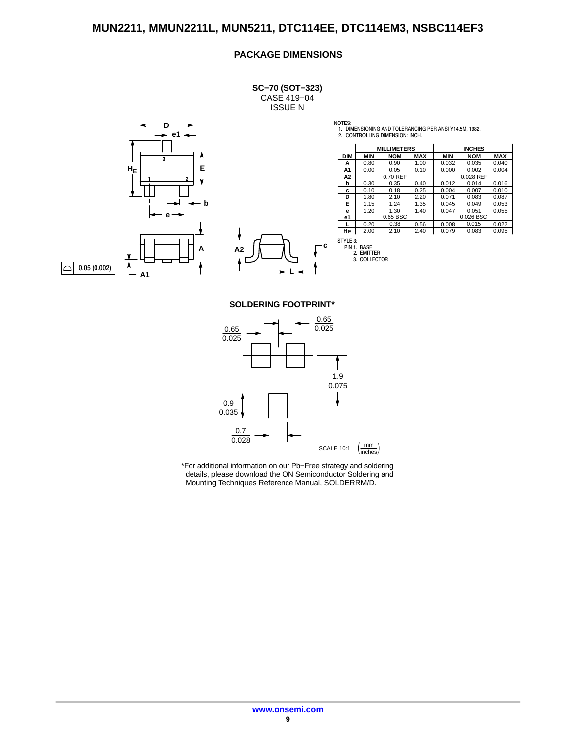## PACKAGE DIMENSIONS

**SC−70 (SOT−323)**
CASE 419−04
ISSUE N

NOTES:
1. DIMENSIONING AND TOLERANCING PER ANSI Y14.5M, 1982.
2. CONTROLLING DIMENSION: INCH.

| DIM | MILLIMETERS | | | INCHES | | |
|---|---|---|---|---|---|---|
| | MIN | NOM | MAX | MIN | NOM | MAX |
| A | 0.80 | 0.90 | 1.00 | 0.032 | 0.035 | 0.040 |
| A1 | 0.00 | 0.05 | 0.10 | 0.000 | 0.002 | 0.004 |
| A2 | 0.70 REF | | | 0.028 REF | | |
| b | 0.30 | 0.35 | 0.40 | 0.012 | 0.014 | 0.016 |
| c | 0.10 | 0.18 | 0.25 | 0.004 | 0.007 | 0.010 |
| D | 1.80 | 2.10 | 2.20 | 0.071 | 0.083 | 0.087 |
| E | 1.15 | 1.24 | 1.35 | 0.045 | 0.049 | 0.053 |
| e | 1.20 | 1.30 | 1.40 | 0.047 | 0.051 | 0.055 |
| e1 | 0.65 BSC | | | 0.026 BSC | | |
| L | 0.20 | 0.38 | 0.56 | 0.008 | 0.015 | 0.022 |
| $H_E$ | 2.00 | 2.10 | 2.40 | 0.079 | 0.083 | 0.095 |

STYLE 3:
PIN 1. BASE
2. EMITTER
3. COLLECTOR

0.05 (0.002)

### SOLDERING FOOTPRINT*

SCALE 10:1 (mm / inches)

0.65 / 0.025; 0.65 / 0.025; 1.9 / 0.075; 0.9 / 0.035; 0.7 / 0.028

*For additional information on our Pb−Free strategy and soldering details, please download the ON Semiconductor Soldering and Mounting Techniques Reference Manual, SOLDERRM/D.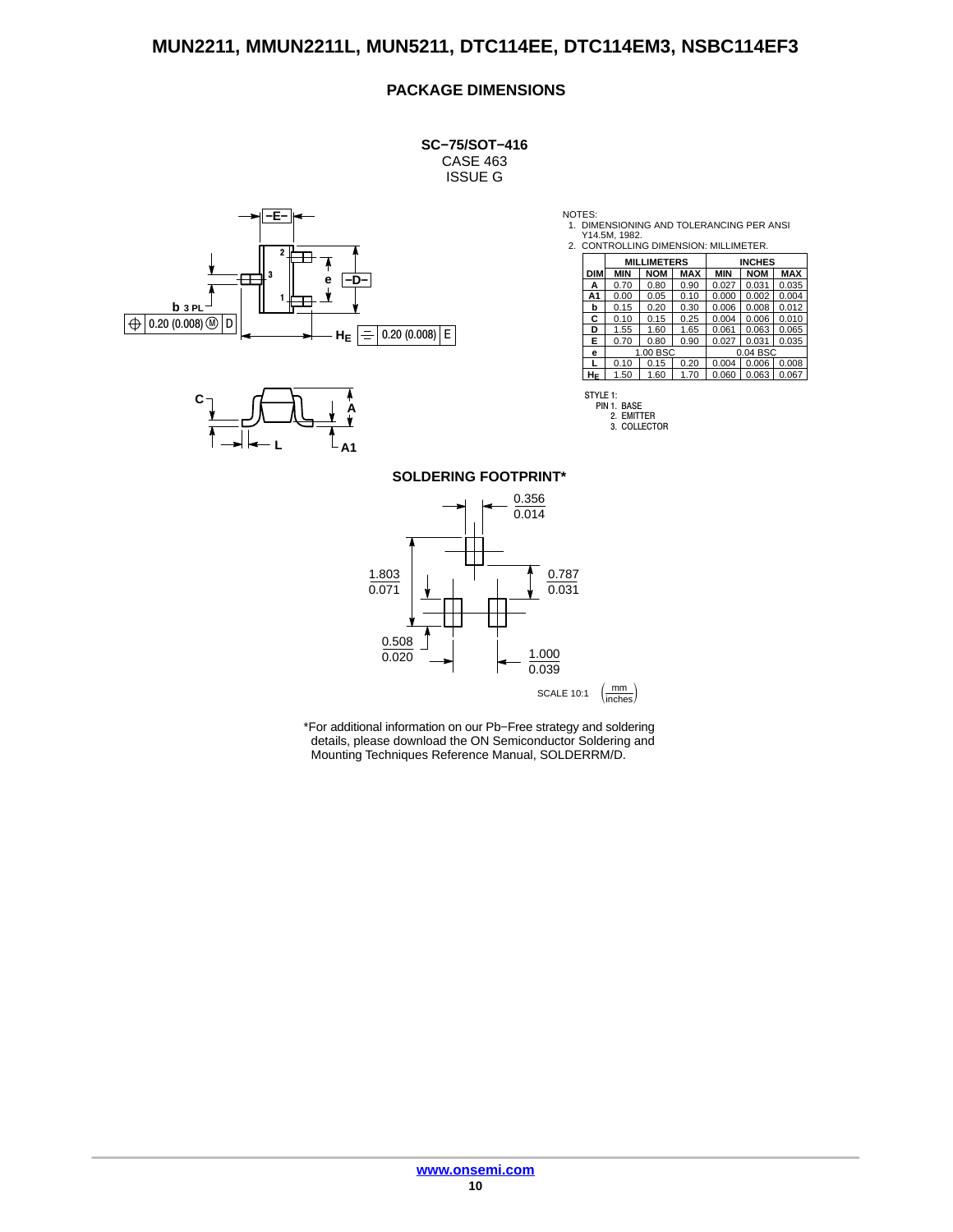## PACKAGE DIMENSIONS

**SC−75/SOT−416**
CASE 463
ISSUE G

NOTES:
1. DIMENSIONING AND TOLERANCING PER ANSI Y14.5M, 1982.
2. CONTROLLING DIMENSION: MILLIMETER.

| DIM | MILLIMETERS | | | INCHES | | |
|---|---|---|---|---|---|---|
| | MIN | NOM | MAX | MIN | NOM | MAX |
| A | 0.70 | 0.80 | 0.90 | 0.027 | 0.031 | 0.035 |
| A1 | 0.00 | 0.05 | 0.10 | 0.000 | 0.002 | 0.004 |
| b | 0.15 | 0.20 | 0.30 | 0.006 | 0.008 | 0.012 |
| C | 0.10 | 0.15 | 0.25 | 0.004 | 0.006 | 0.010 |
| D | 1.55 | 1.60 | 1.65 | 0.061 | 0.063 | 0.065 |
| E | 0.70 | 0.80 | 0.90 | 0.027 | 0.031 | 0.035 |
| e | 1.00 BSC | | | 0.04 BSC | | |
| L | 0.10 | 0.15 | 0.20 | 0.004 | 0.006 | 0.008 |
| $H_E$ | 1.50 | 1.60 | 1.70 | 0.060 | 0.063 | 0.067 |

STYLE 1:
PIN 1. BASE
2. EMITTER
3. COLLECTOR

### SOLDERING FOOTPRINT*

SCALE 10:1 (mm / inches)

*For additional information on our Pb−Free strategy and soldering details, please download the ON Semiconductor Soldering and Mounting Techniques Reference Manual, SOLDERRM/D.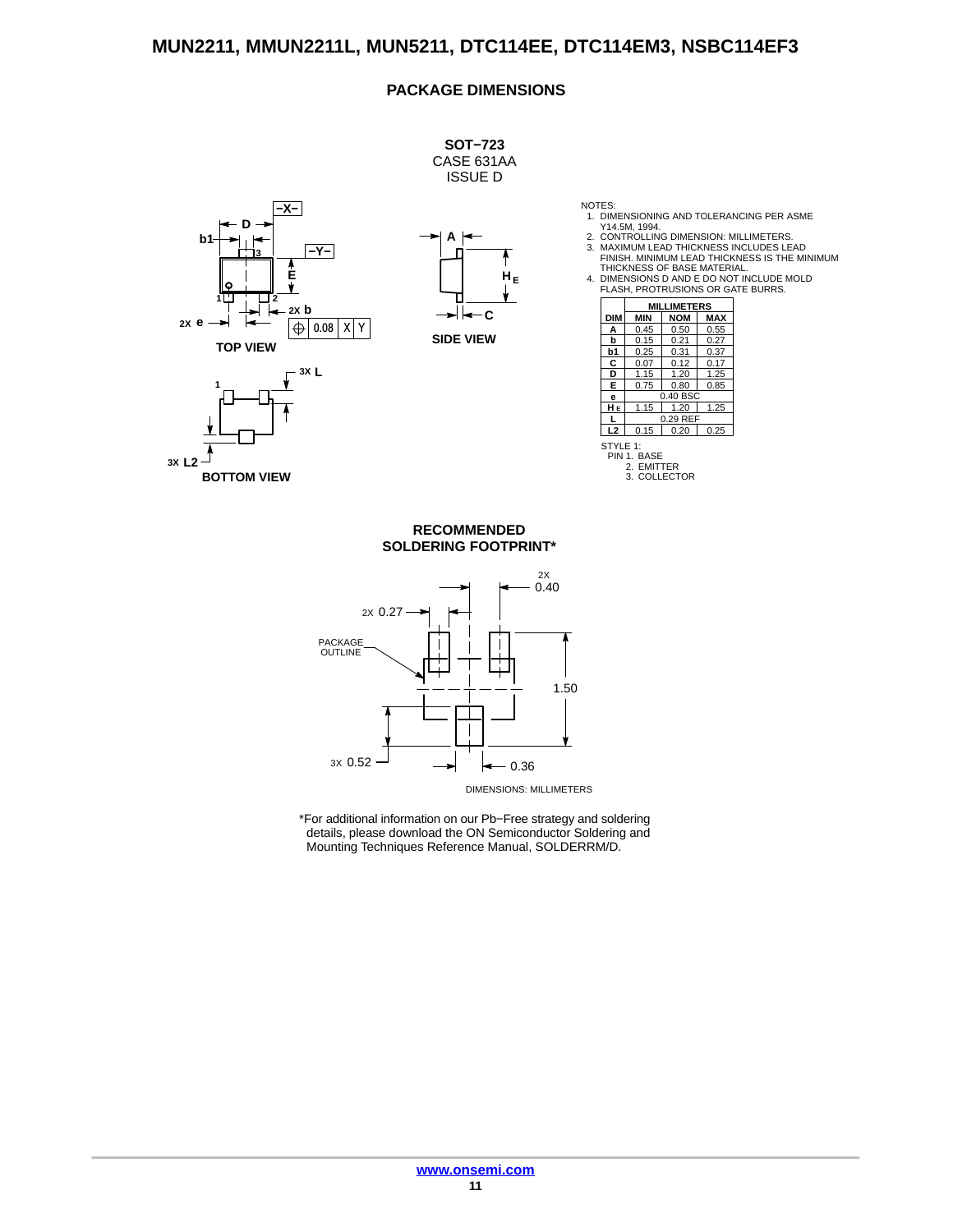## PACKAGE DIMENSIONS

**SOT−723**
CASE 631AA
ISSUE D

TOP VIEW

SIDE VIEW

BOTTOM VIEW

NOTES:
1. DIMENSIONING AND TOLERANCING PER ASME Y14.5M, 1994.
2. CONTROLLING DIMENSION: MILLIMETERS.
3. MAXIMUM LEAD THICKNESS INCLUDES LEAD FINISH. MINIMUM LEAD THICKNESS IS THE MINIMUM THICKNESS OF BASE MATERIAL.
4. DIMENSIONS D AND E DO NOT INCLUDE MOLD FLASH, PROTRUSIONS OR GATE BURRS.

| DIM | MILLIMETERS MIN | NOM | MAX |
|---|---|---|---|
| A | 0.45 | 0.50 | 0.55 |
| b | 0.15 | 0.21 | 0.27 |
| b1 | 0.25 | 0.31 | 0.37 |
| C | 0.07 | 0.12 | 0.17 |
| D | 1.15 | 1.20 | 1.25 |
| E | 0.75 | 0.80 | 0.85 |
| e | | 0.40 BSC | |
| $H_E$ | 1.15 | 1.20 | 1.25 |
| L | | 0.29 REF | |
| L2 | 0.15 | 0.20 | 0.25 |

STYLE 1:
PIN 1. BASE
2. EMITTER
3. COLLECTOR

**RECOMMENDED SOLDERING FOOTPRINT***

DIMENSIONS: MILLIMETERS

*For additional information on our Pb−Free strategy and soldering details, please download the ON Semiconductor Soldering and Mounting Techniques Reference Manual, SOLDERRM/D.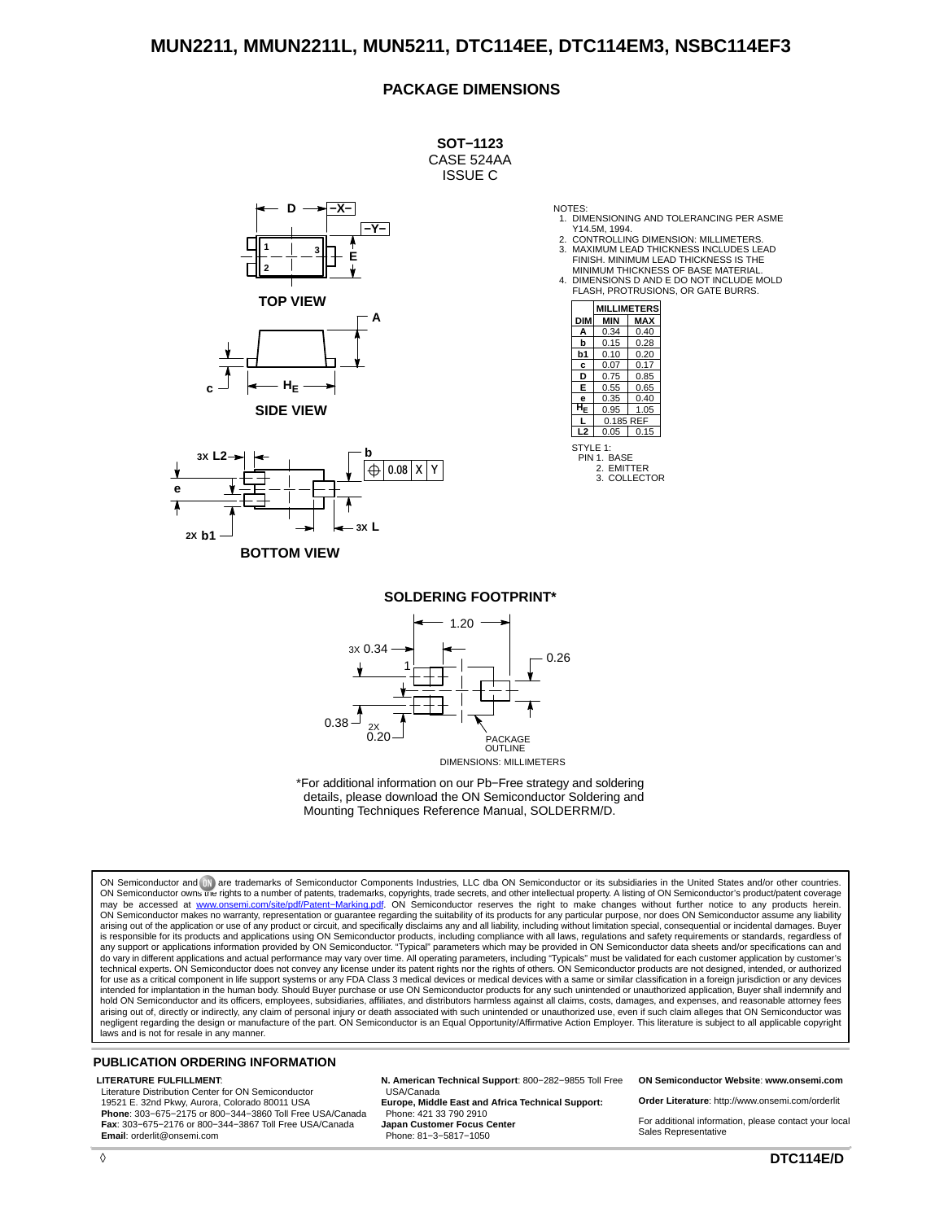## PACKAGE DIMENSIONS

**SOT−1123**
CASE 524AA
ISSUE C

D
−X−
−Y−
1
3
2
E
**TOP VIEW**

A
c
$H_E$
**SIDE VIEW**

3X L2
b
0.08 X Y
e
2X b1
3X L
**BOTTOM VIEW**

NOTES:
1. DIMENSIONING AND TOLERANCING PER ASME Y14.5M, 1994.
2. CONTROLLING DIMENSION: MILLIMETERS.
3. MAXIMUM LEAD THICKNESS INCLUDES LEAD FINISH. MINIMUM LEAD THICKNESS IS THE MINIMUM THICKNESS OF BASE MATERIAL.
4. DIMENSIONS D AND E DO NOT INCLUDE MOLD FLASH, PROTRUSIONS, OR GATE BURRS.

| | MILLIMETERS | |
|---|---|---|
| DIM | MIN | MAX |
| A | 0.34 | 0.40 |
| b | 0.15 | 0.28 |
| b1 | 0.10 | 0.20 |
| c | 0.07 | 0.17 |
| D | 0.75 | 0.85 |
| E | 0.55 | 0.65 |
| e | 0.35 | 0.40 |
| $H_E$ | 0.95 | 1.05 |
| L | 0.185 REF | |
| L2 | 0.05 | 0.15 |

STYLE 1:
PIN 1. BASE
2. EMITTER
3. COLLECTOR

### SOLDERING FOOTPRINT*

1.20
3X 0.34
0.26
1
0.38
2X 0.20
PACKAGE OUTLINE
DIMENSIONS: MILLIMETERS

*For additional information on our Pb−Free strategy and soldering details, please download the ON Semiconductor Soldering and Mounting Techniques Reference Manual, SOLDERRM/D.

ON Semiconductor and ON are trademarks of Semiconductor Components Industries, LLC dba ON Semiconductor or its subsidiaries in the United States and/or other countries. ON Semiconductor owns the rights to a number of patents, trademarks, copyrights, trade secrets, and other intellectual property. A listing of ON Semiconductor's product/patent coverage may be accessed at www.onsemi.com/site/pdf/Patent−Marking.pdf. ON Semiconductor reserves the right to make changes without further notice to any products herein. ON Semiconductor makes no warranty, representation or guarantee regarding the suitability of its products for any particular purpose, nor does ON Semiconductor assume any liability arising out of the application or use of any product or circuit, and specifically disclaims any and all liability, including without limitation special, consequential or incidental damages. Buyer is responsible for its products and applications using ON Semiconductor products, including compliance with all laws, regulations and safety requirements or standards, regardless of any support or applications information provided by ON Semiconductor. "Typical" parameters which may be provided in ON Semiconductor data sheets and/or specifications can and do vary in different applications and actual performance may vary over time. All operating parameters, including "Typicals" must be validated for each customer application by customer's technical experts. ON Semiconductor does not convey any license under its patent rights nor the rights of others. ON Semiconductor products are not designed, intended, or authorized for use as a critical component in life support systems or any FDA Class 3 medical devices or medical devices with a same or similar classification in a foreign jurisdiction or any devices intended for implantation in the human body. Should Buyer purchase or use ON Semiconductor products for any such unintended or unauthorized application, Buyer shall indemnify and hold ON Semiconductor and its officers, employees, subsidiaries, affiliates, and distributors harmless against all claims, costs, damages, and expenses, and reasonable attorney fees arising out of, directly or indirectly, any claim of personal injury or death associated with such unintended or unauthorized use, even if such claim alleges that ON Semiconductor was negligent regarding the design or manufacture of the part. ON Semiconductor is an Equal Opportunity/Affirmative Action Employer. This literature is subject to all applicable copyright laws and is not for resale in any manner.

### PUBLICATION ORDERING INFORMATION

**LITERATURE FULFILLMENT**:
Literature Distribution Center for ON Semiconductor
19521 E. 32nd Pkwy, Aurora, Colorado 80011 USA
**Phone**: 303−675−2175 or 800−344−3860 Toll Free USA/Canada
**Fax**: 303−675−2176 or 800−344−3867 Toll Free USA/Canada
**Email**: orderlit@onsemi.com

**N. American Technical Support**: 800−282−9855 Toll Free USA/Canada
**Europe, Middle East and Africa Technical Support:**
Phone: 421 33 790 2910
**Japan Customer Focus Center**
Phone: 81−3−5817−1050

**ON Semiconductor Website**: **www.onsemi.com**

**Order Literature**: http://www.onsemi.com/orderlit

For additional information, please contact your local Sales Representative

◊ **DTC114E/D**